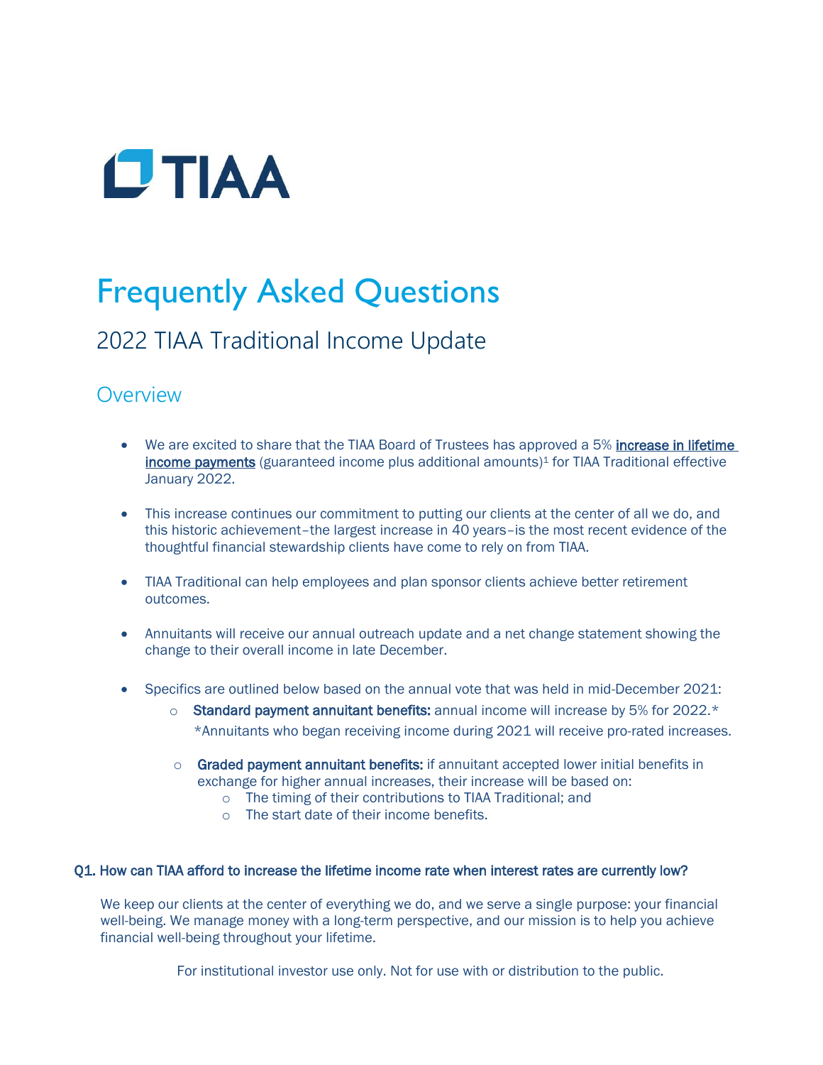# TIAA

# Frequently Asked Questions

## 2022 TIAA Traditional Income Update

### Overview

- We are excited to share that the TIAA Board of Trustees has approved a 5% increase in lifetime income payments (guaranteed income plus additional amounts)[1] for TIAA Traditional effective January 2022.

- This increase continues our commitment to putting our clients at the center of all we do, and this historic achievement–the largest increase in 40 years–is the most recent evidence of the thoughtful financial stewardship clients have come to rely on from TIAA.

- TIAA Traditional can help employees and plan sponsor clients achieve better retirement outcomes.

- Annuitants will receive our annual outreach update and a net change statement showing the change to their overall income in late December.

- Specifics are outlined below based on the annual vote that was held in mid-December 2021:
  - **Standard payment annuitant benefits:** annual income will increase by 5% for 2022.*
    *Annuitants who began receiving income during 2021 will receive pro-rated increases.
  - **Graded payment annuitant benefits:** if annuitant accepted lower initial benefits in exchange for higher annual increases, their increase will be based on:
    - The timing of their contributions to TIAA Traditional; and
    - The start date of their income benefits.

**Q1. How can TIAA afford to increase the lifetime income rate when interest rates are currently low?**

We keep our clients at the center of everything we do, and we serve a single purpose: your financial well-being. We manage money with a long-term perspective, and our mission is to help you achieve financial well-being throughout your lifetime.

For institutional investor use only. Not for use with or distribution to the public.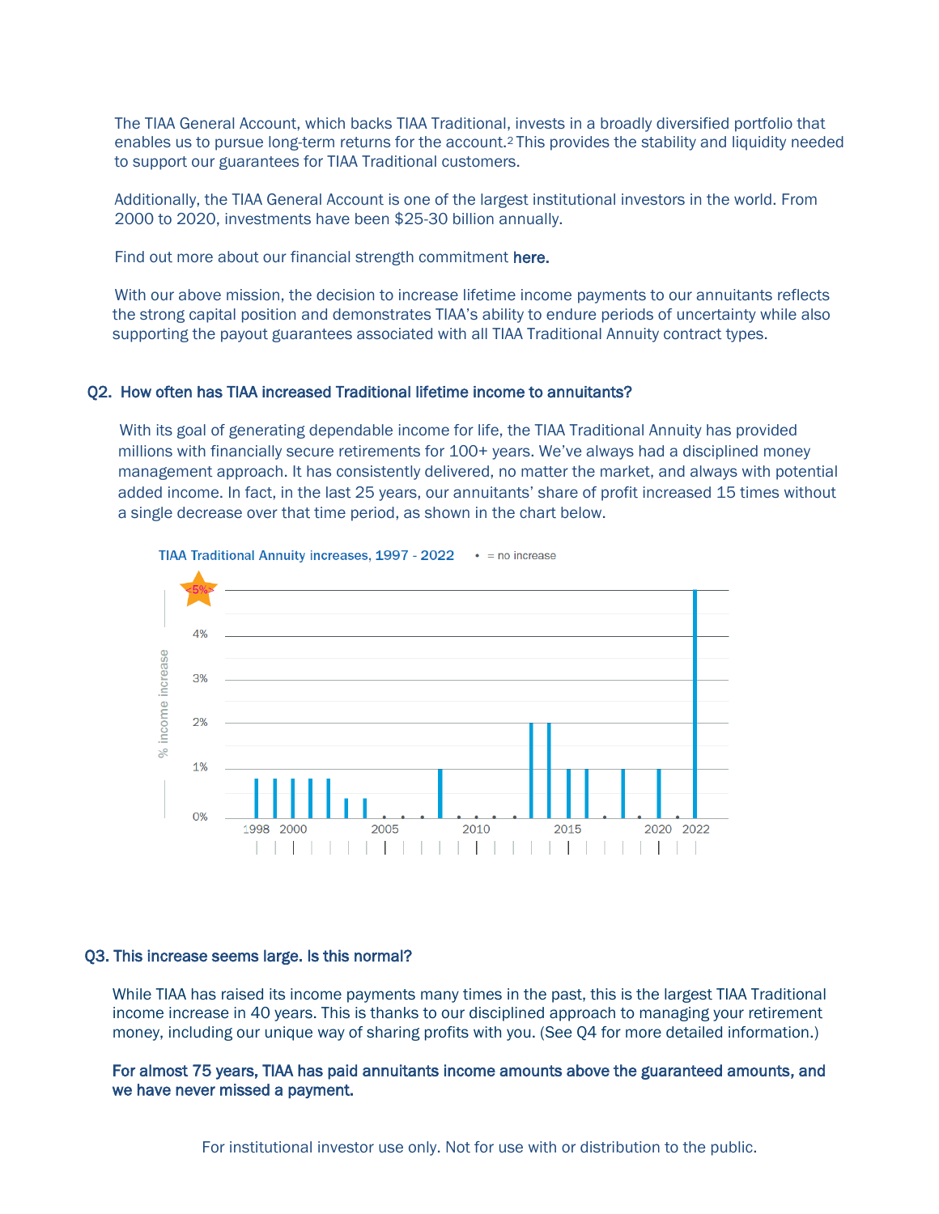The TIAA General Account, which backs TIAA Traditional, invests in a broadly diversified portfolio that enables us to pursue long-term returns for the account.[2] This provides the stability and liquidity needed to support our guarantees for TIAA Traditional customers.

Additionally, the TIAA General Account is one of the largest institutional investors in the world. From 2000 to 2020, investments have been $25-30 billion annually.

Find out more about our financial strength commitment **here.**

With our above mission, the decision to increase lifetime income payments to our annuitants reflects the strong capital position and demonstrates TIAA's ability to endure periods of uncertainty while also supporting the payout guarantees associated with all TIAA Traditional Annuity contract types.

### Q2. How often has TIAA increased Traditional lifetime income to annuitants?

With its goal of generating dependable income for life, the TIAA Traditional Annuity has provided millions with financially secure retirements for 100+ years. We've always had a disciplined money management approach. It has consistently delivered, no matter the market, and always with potential added income. In fact, in the last 25 years, our annuitants' share of profit increased 15 times without a single decrease over that time period, as shown in the chart below.

TIAA Traditional Annuity increases, 1997 - 2022 • = no increase

% income increase: 0%, 1%, 2%, 3%, 4%, <5%

1998 2000 2005 2010 2015 2020 2022

### Q3. This increase seems large. Is this normal?

While TIAA has raised its income payments many times in the past, this is the largest TIAA Traditional income increase in 40 years. This is thanks to our disciplined approach to managing your retirement money, including our unique way of sharing profits with you. (See Q4 for more detailed information.)

**For almost 75 years, TIAA has paid annuitants income amounts above the guaranteed amounts, and we have never missed a payment.**

For institutional investor use only. Not for use with or distribution to the public.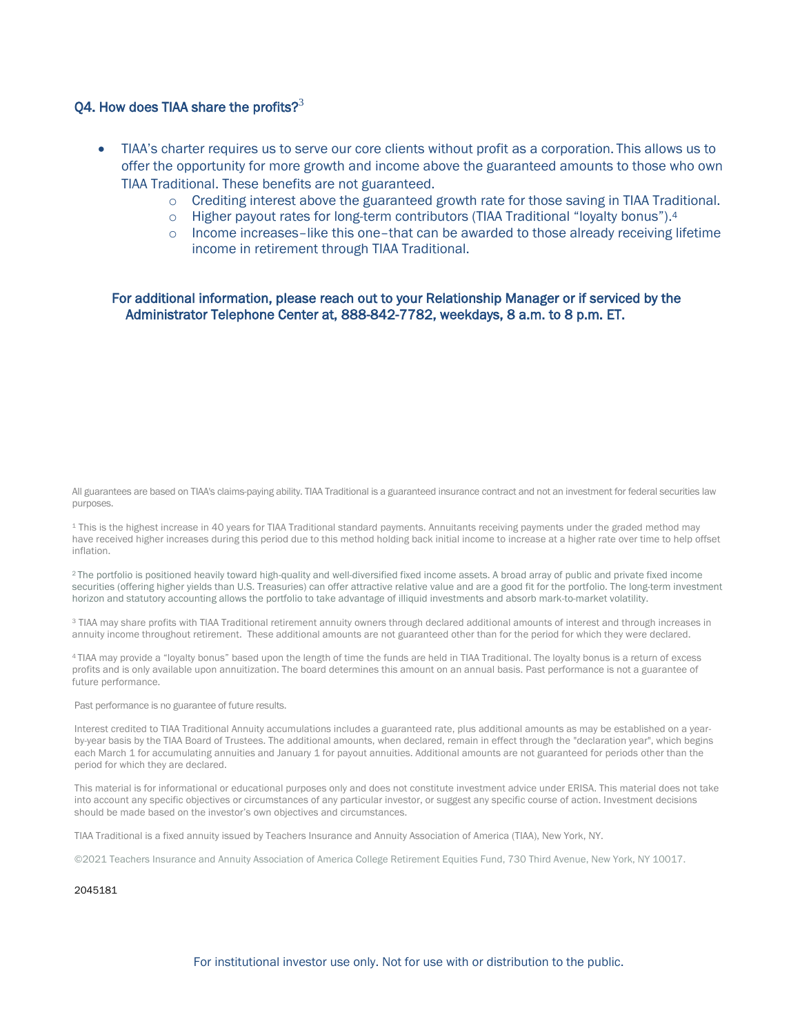### Q4. How does TIAA share the profits?[3]

- TIAA's charter requires us to serve our core clients without profit as a corporation. This allows us to offer the opportunity for more growth and income above the guaranteed amounts to those who own TIAA Traditional. These benefits are not guaranteed.
  - Crediting interest above the guaranteed growth rate for those saving in TIAA Traditional.
  - Higher payout rates for long-term contributors (TIAA Traditional "loyalty bonus").[4]
  - Income increases–like this one–that can be awarded to those already receiving lifetime income in retirement through TIAA Traditional.

**For additional information, please reach out to your Relationship Manager or if serviced by the Administrator Telephone Center at, 888-842-7782, weekdays, 8 a.m. to 8 p.m. ET.**

All guarantees are based on TIAA's claims-paying ability. TIAA Traditional is a guaranteed insurance contract and not an investment for federal securities law purposes.

[1] This is the highest increase in 40 years for TIAA Traditional standard payments. Annuitants receiving payments under the graded method may have received higher increases during this period due to this method holding back initial income to increase at a higher rate over time to help offset inflation.

[2] The portfolio is positioned heavily toward high-quality and well-diversified fixed income assets. A broad array of public and private fixed income securities (offering higher yields than U.S. Treasuries) can offer attractive relative value and are a good fit for the portfolio. The long-term investment horizon and statutory accounting allows the portfolio to take advantage of illiquid investments and absorb mark-to-market volatility.

[3] TIAA may share profits with TIAA Traditional retirement annuity owners through declared additional amounts of interest and through increases in annuity income throughout retirement. These additional amounts are not guaranteed other than for the period for which they were declared.

[4] TIAA may provide a "loyalty bonus" based upon the length of time the funds are held in TIAA Traditional. The loyalty bonus is a return of excess profits and is only available upon annuitization. The board determines this amount on an annual basis. Past performance is not a guarantee of future performance.

Past performance is no guarantee of future results.

Interest credited to TIAA Traditional Annuity accumulations includes a guaranteed rate, plus additional amounts as may be established on a year-by-year basis by the TIAA Board of Trustees. The additional amounts, when declared, remain in effect through the "declaration year", which begins each March 1 for accumulating annuities and January 1 for payout annuities. Additional amounts are not guaranteed for periods other than the period for which they are declared.

This material is for informational or educational purposes only and does not constitute investment advice under ERISA. This material does not take into account any specific objectives or circumstances of any particular investor, or suggest any specific course of action. Investment decisions should be made based on the investor's own objectives and circumstances.

TIAA Traditional is a fixed annuity issued by Teachers Insurance and Annuity Association of America (TIAA), New York, NY.

©2021 Teachers Insurance and Annuity Association of America College Retirement Equities Fund, 730 Third Avenue, New York, NY 10017.

2045181

For institutional investor use only. Not for use with or distribution to the public.